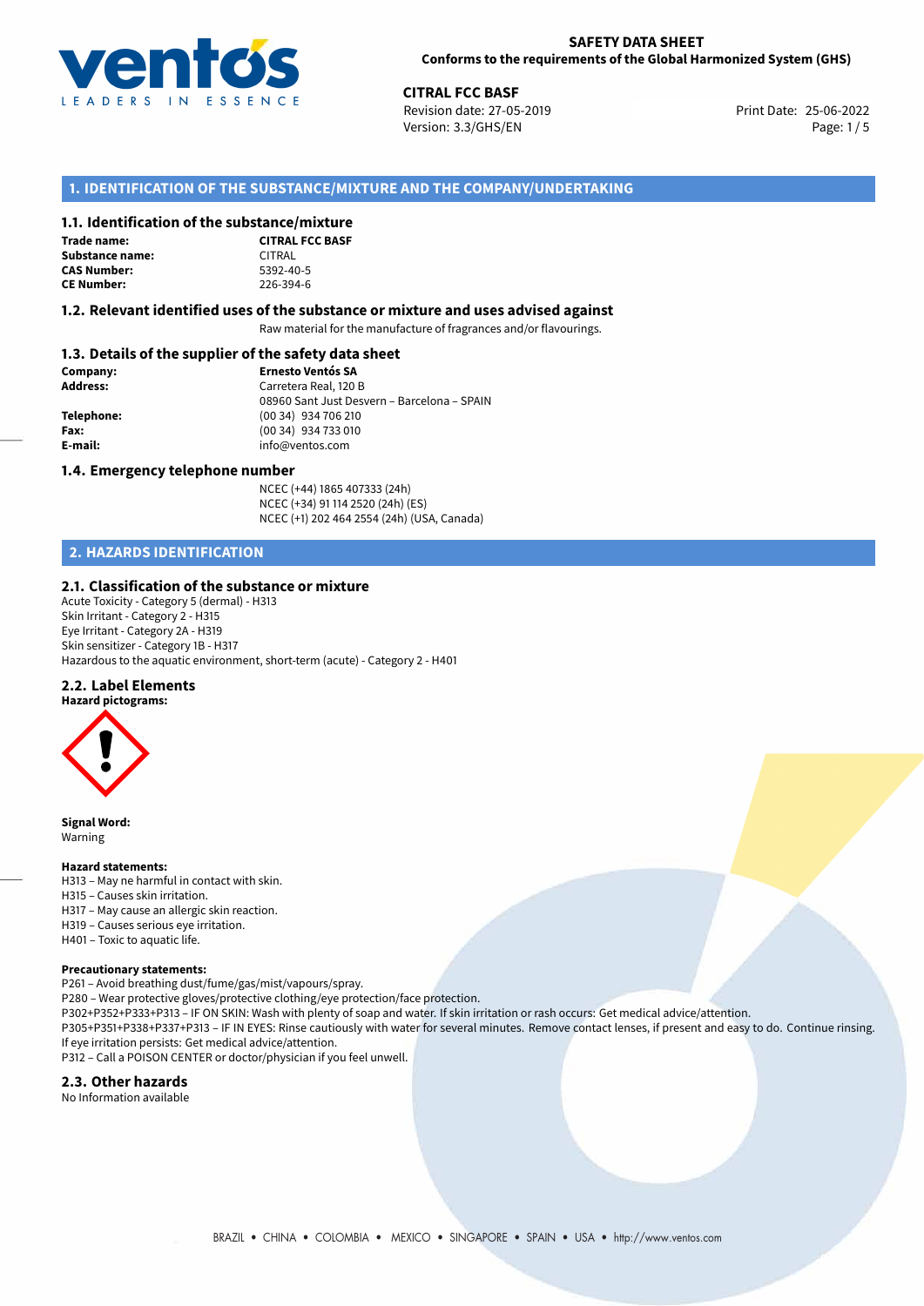**SAFETY DATA SHEET**
**Conforms to the requirements of the Global Harmonized System (GHS)**

**CITRAL FCC BASF**
Revision date: 27-05-2019
Version: 3.3/GHS/EN
Print Date: 25-06-2022

## 1. IDENTIFICATION OF THE SUBSTANCE/MIXTURE AND THE COMPANY/UNDERTAKING

### 1.1. Identification of the substance/mixture

**Trade name:** **CITRAL FCC BASF**
**Substance name:** CITRAL
**CAS Number:** 5392-40-5
**CE Number:** 226-394-6

### 1.2. Relevant identified uses of the substance or mixture and uses advised against

Raw material for the manufacture of fragrances and/or flavourings.

### 1.3. Details of the supplier of the safety data sheet

**Company:** **Ernesto Ventós SA**
**Address:** Carretera Real, 120 B
08960 Sant Just Desvern – Barcelona – SPAIN
**Telephone:** (00 34) 934 706 210
**Fax:** (00 34) 934 733 010
**E-mail:** info@ventos.com

### 1.4. Emergency telephone number

NCEC (+44) 1865 407333 (24h)
NCEC (+34) 91 114 2520 (24h) (ES)
NCEC (+1) 202 464 2554 (24h) (USA, Canada)

## 2. HAZARDS IDENTIFICATION

### 2.1. Classification of the substance or mixture

Acute Toxicity - Category 5 (dermal) - H313
Skin Irritant - Category 2 - H315
Eye Irritant - Category 2A - H319
Skin sensitizer - Category 1B - H317
Hazardous to the aquatic environment, short-term (acute) - Category 2 - H401

### 2.2. Label Elements

**Hazard pictograms:**

**Signal Word:**
Warning

**Hazard statements:**
H313 – May ne harmful in contact with skin.
H315 – Causes skin irritation.
H317 – May cause an allergic skin reaction.
H319 – Causes serious eye irritation.
H401 – Toxic to aquatic life.

**Precautionary statements:**
P261 – Avoid breathing dust/fume/gas/mist/vapours/spray.
P280 – Wear protective gloves/protective clothing/eye protection/face protection.
P302+P352+P333+P313 – IF ON SKIN: Wash with plenty of soap and water. If skin irritation or rash occurs: Get medical advice/attention.
P305+P351+P338+P337+P313 – IF IN EYES: Rinse cautiously with water for several minutes. Remove contact lenses, if present and easy to do. Continue rinsing. If eye irritation persists: Get medical advice/attention.
P312 – Call a POISON CENTER or doctor/physician if you feel unwell.

### 2.3. Other hazards

No Information available

BRAZIL • CHINA • COLOMBIA • MEXICO • SINGAPORE • SPAIN • USA • http://www.ventos.com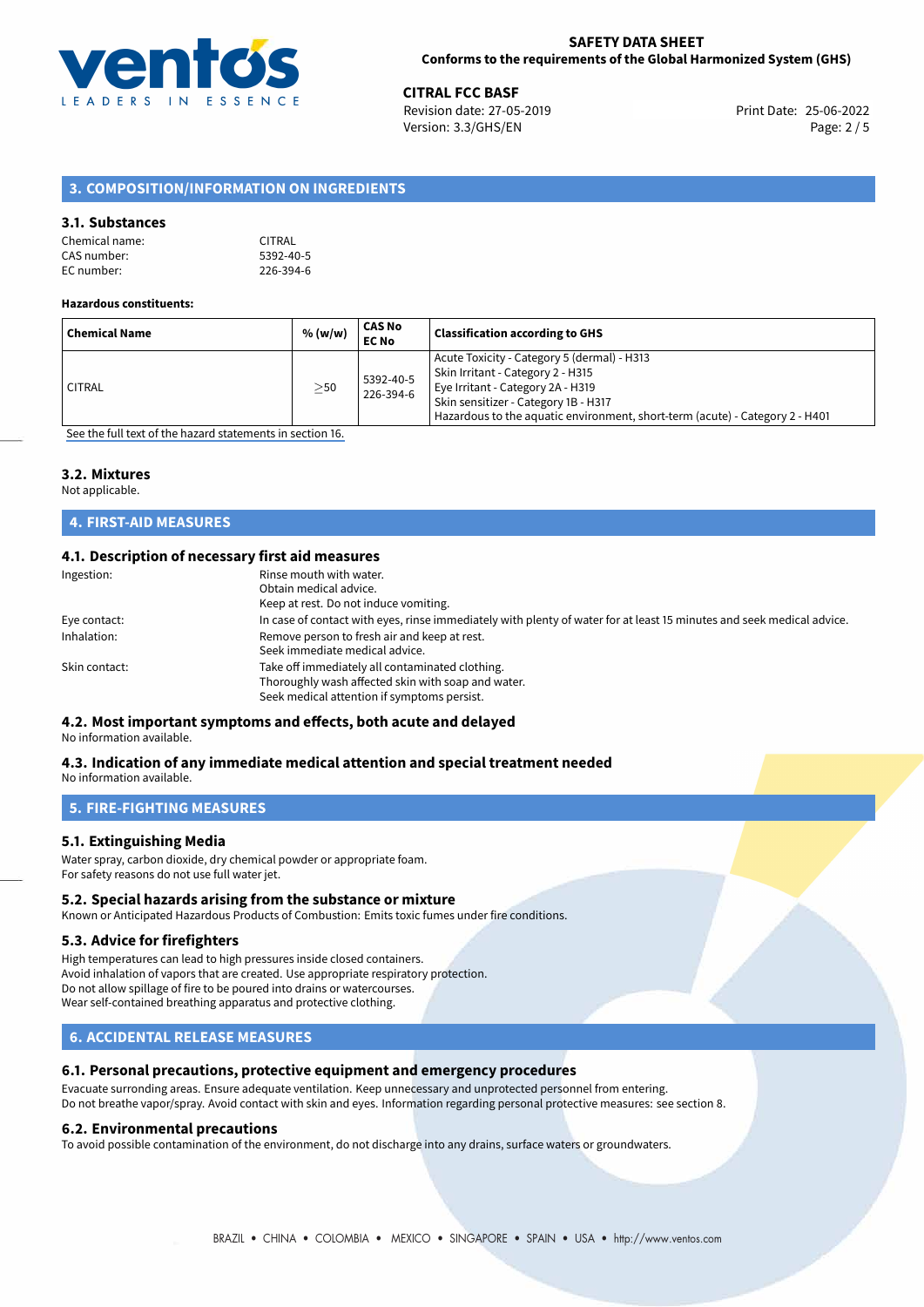## 3. COMPOSITION/INFORMATION ON INGREDIENTS

### 3.1. Substances

Chemical name: CITRAL
CAS number: 5392-40-5
EC number: 226-394-6

**Hazardous constituents:**

| Chemical Name | % (w/w) | CAS No EC No | Classification according to GHS |
|---|---|---|---|
| CITRAL | ≥50 | 5392-40-5 226-394-6 | Acute Toxicity - Category 5 (dermal) - H313 Skin Irritant - Category 2 - H315 Eye Irritant - Category 2A - H319 Skin sensitizer - Category 1B - H317 Hazardous to the aquatic environment, short-term (acute) - Category 2 - H401 |

See the full text of the hazard statements in section 16.

### 3.2. Mixtures

Not applicable.

## 4. FIRST-AID MEASURES

### 4.1. Description of necessary first aid measures

Ingestion: Rinse mouth with water.
Obtain medical advice.
Keep at rest. Do not induce vomiting.

Eye contact: In case of contact with eyes, rinse immediately with plenty of water for at least 15 minutes and seek medical advice.

Inhalation: Remove person to fresh air and keep at rest.
Seek immediate medical advice.

Skin contact: Take off immediately all contaminated clothing.
Thoroughly wash affected skin with soap and water.
Seek medical attention if symptoms persist.

### 4.2. Most important symptoms and effects, both acute and delayed

No information available.

### 4.3. Indication of any immediate medical attention and special treatment needed

No information available.

## 5. FIRE-FIGHTING MEASURES

### 5.1. Extinguishing Media

Water spray, carbon dioxide, dry chemical powder or appropriate foam.
For safety reasons do not use full water jet.

### 5.2. Special hazards arising from the substance or mixture

Known or Anticipated Hazardous Products of Combustion: Emits toxic fumes under fire conditions.

### 5.3. Advice for firefighters

High temperatures can lead to high pressures inside closed containers.
Avoid inhalation of vapors that are created. Use appropriate respiratory protection.
Do not allow spillage of fire to be poured into drains or watercourses.
Wear self-contained breathing apparatus and protective clothing.

## 6. ACCIDENTAL RELEASE MEASURES

### 6.1. Personal precautions, protective equipment and emergency procedures

Evacuate surronding areas. Ensure adequate ventilation. Keep unnecessary and unprotected personnel from entering.
Do not breathe vapor/spray. Avoid contact with skin and eyes. Information regarding personal protective measures: see section 8.

### 6.2. Environmental precautions

To avoid possible contamination of the environment, do not discharge into any drains, surface waters or groundwaters.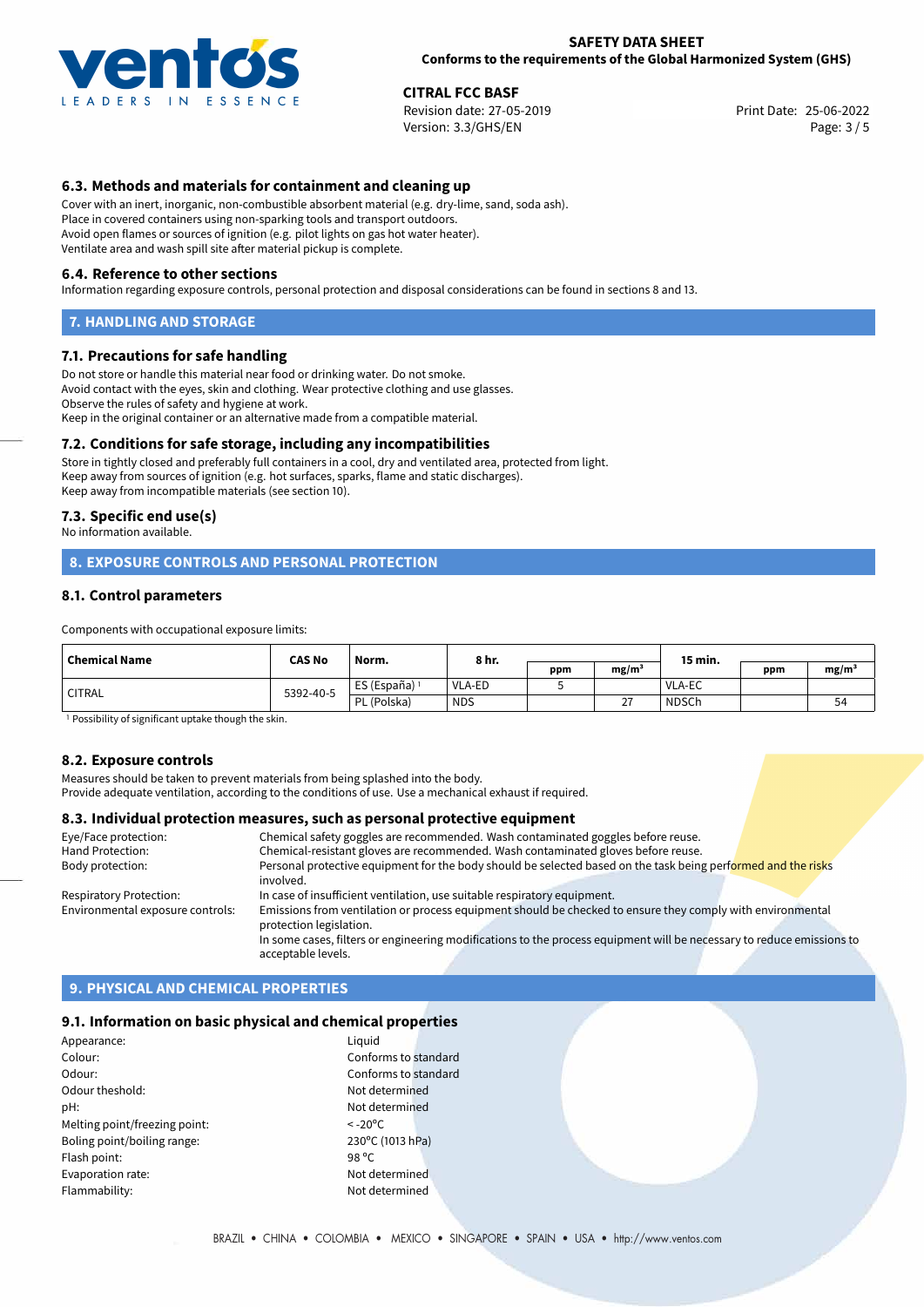## 6.3. Methods and materials for containment and cleaning up

Cover with an inert, inorganic, non-combustible absorbent material (e.g. dry-lime, sand, soda ash).
Place in covered containers using non-sparking tools and transport outdoors.
Avoid open flames or sources of ignition (e.g. pilot lights on gas hot water heater).
Ventilate area and wash spill site after material pickup is complete.

## 6.4. Reference to other sections

Information regarding exposure controls, personal protection and disposal considerations can be found in sections 8 and 13.

# 7. HANDLING AND STORAGE

## 7.1. Precautions for safe handling

Do not store or handle this material near food or drinking water. Do not smoke.
Avoid contact with the eyes, skin and clothing. Wear protective clothing and use glasses.
Observe the rules of safety and hygiene at work.
Keep in the original container or an alternative made from a compatible material.

## 7.2. Conditions for safe storage, including any incompatibilities

Store in tightly closed and preferably full containers in a cool, dry and ventilated area, protected from light.
Keep away from sources of ignition (e.g. hot surfaces, sparks, flame and static discharges).
Keep away from incompatible materials (see section 10).

## 7.3. Specific end use(s)

No information available.

# 8. EXPOSURE CONTROLS AND PERSONAL PROTECTION

## 8.1. Control parameters

Components with occupational exposure limits:

| Chemical Name | CAS No | Norm. | 8 hr. | | | 15 min. | | |
|---|---|---|---|---|---|---|---|---|
| | | | | ppm | mg/m³ | | ppm | mg/m³ |
| CITRAL | 5392-40-5 | ES (España) [1] | VLA-ED | 5 | | VLA-EC | | |
| | | PL (Polska) | NDS | | 27 | NDSCh | | 54 |

[1] Possibility of significant uptake though the skin.

## 8.2. Exposure controls

Measures should be taken to prevent materials from being splashed into the body.
Provide adequate ventilation, according to the conditions of use. Use a mechanical exhaust if required.

## 8.3. Individual protection measures, such as personal protective equipment

| | |
|---|---|
| Eye/Face protection: | Chemical safety goggles are recommended. Wash contaminated goggles before reuse. |
| Hand Protection: | Chemical-resistant gloves are recommended. Wash contaminated gloves before reuse. |
| Body protection: | Personal protective equipment for the body should be selected based on the task being performed and the risks involved. |
| Respiratory Protection: | In case of insufficient ventilation, use suitable respiratory equipment. |
| Environmental exposure controls: | Emissions from ventilation or process equipment should be checked to ensure they comply with environmental protection legislation. In some cases, filters or engineering modifications to the process equipment will be necessary to reduce emissions to acceptable levels. |

# 9. PHYSICAL AND CHEMICAL PROPERTIES

## 9.1. Information on basic physical and chemical properties

| | |
|---|---|
| Appearance: | Liquid |
| Colour: | Conforms to standard |
| Odour: | Conforms to standard |
| Odour theshold: | Not determined |
| pH: | Not determined |
| Melting point/freezing point: | < -20°C |
| Boling point/boiling range: | 230°C (1013 hPa) |
| Flash point: | 98 °C |
| Evaporation rate: | Not determined |
| Flammability: | Not determined |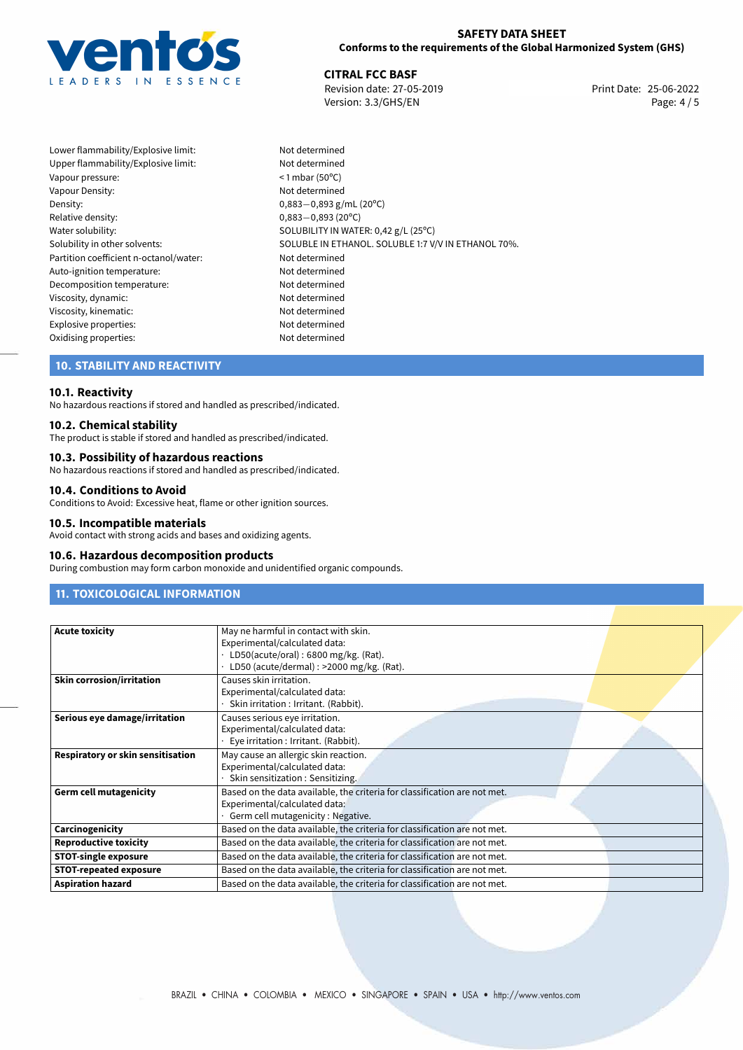| | |
|---|---|
| Lower flammability/Explosive limit: | Not determined |
| Upper flammability/Explosive limit: | Not determined |
| Vapour pressure: | < 1 mbar (50°C) |
| Vapour Density: | Not determined |
| Density: | 0,883−0,893 g/mL (20°C) |
| Relative density: | 0,883−0,893 (20°C) |
| Water solubility: | SOLUBILITY IN WATER: 0,42 g/L (25°C) |
| Solubility in other solvents: | SOLUBLE IN ETHANOL. SOLUBLE 1:7 V/V IN ETHANOL 70%. |
| Partition coefficient n-octanol/water: | Not determined |
| Auto-ignition temperature: | Not determined |
| Decomposition temperature: | Not determined |
| Viscosity, dynamic: | Not determined |
| Viscosity, kinematic: | Not determined |
| Explosive properties: | Not determined |
| Oxidising properties: | Not determined |

## 10. STABILITY AND REACTIVITY

### 10.1. Reactivity

No hazardous reactions if stored and handled as prescribed/indicated.

### 10.2. Chemical stability

The product is stable if stored and handled as prescribed/indicated.

### 10.3. Possibility of hazardous reactions

No hazardous reactions if stored and handled as prescribed/indicated.

### 10.4. Conditions to Avoid

Conditions to Avoid: Excessive heat, flame or other ignition sources.

### 10.5. Incompatible materials

Avoid contact with strong acids and bases and oxidizing agents.

### 10.6. Hazardous decomposition products

During combustion may form carbon monoxide and unidentified organic compounds.

## 11. TOXICOLOGICAL INFORMATION

| | |
|---|---|
| **Acute toxicity** | May ne harmful in contact with skin.<br>Experimental/calculated data:<br>· LD50(acute/oral) : 6800 mg/kg. (Rat).<br>· LD50 (acute/dermal) : >2000 mg/kg. (Rat). |
| **Skin corrosion/irritation** | Causes skin irritation.<br>Experimental/calculated data:<br>· Skin irritation : Irritant. (Rabbit). |
| **Serious eye damage/irritation** | Causes serious eye irritation.<br>Experimental/calculated data:<br>· Eye irritation : Irritant. (Rabbit). |
| **Respiratory or skin sensitisation** | May cause an allergic skin reaction.<br>Experimental/calculated data:<br>· Skin sensitization : Sensitizing. |
| **Germ cell mutagenicity** | Based on the data available, the criteria for classification are not met.<br>Experimental/calculated data:<br>· Germ cell mutagenicity : Negative. |
| **Carcinogenicity** | Based on the data available, the criteria for classification are not met. |
| **Reproductive toxicity** | Based on the data available, the criteria for classification are not met. |
| **STOT-single exposure** | Based on the data available, the criteria for classification are not met. |
| **STOT-repeated exposure** | Based on the data available, the criteria for classification are not met. |
| **Aspiration hazard** | Based on the data available, the criteria for classification are not met. |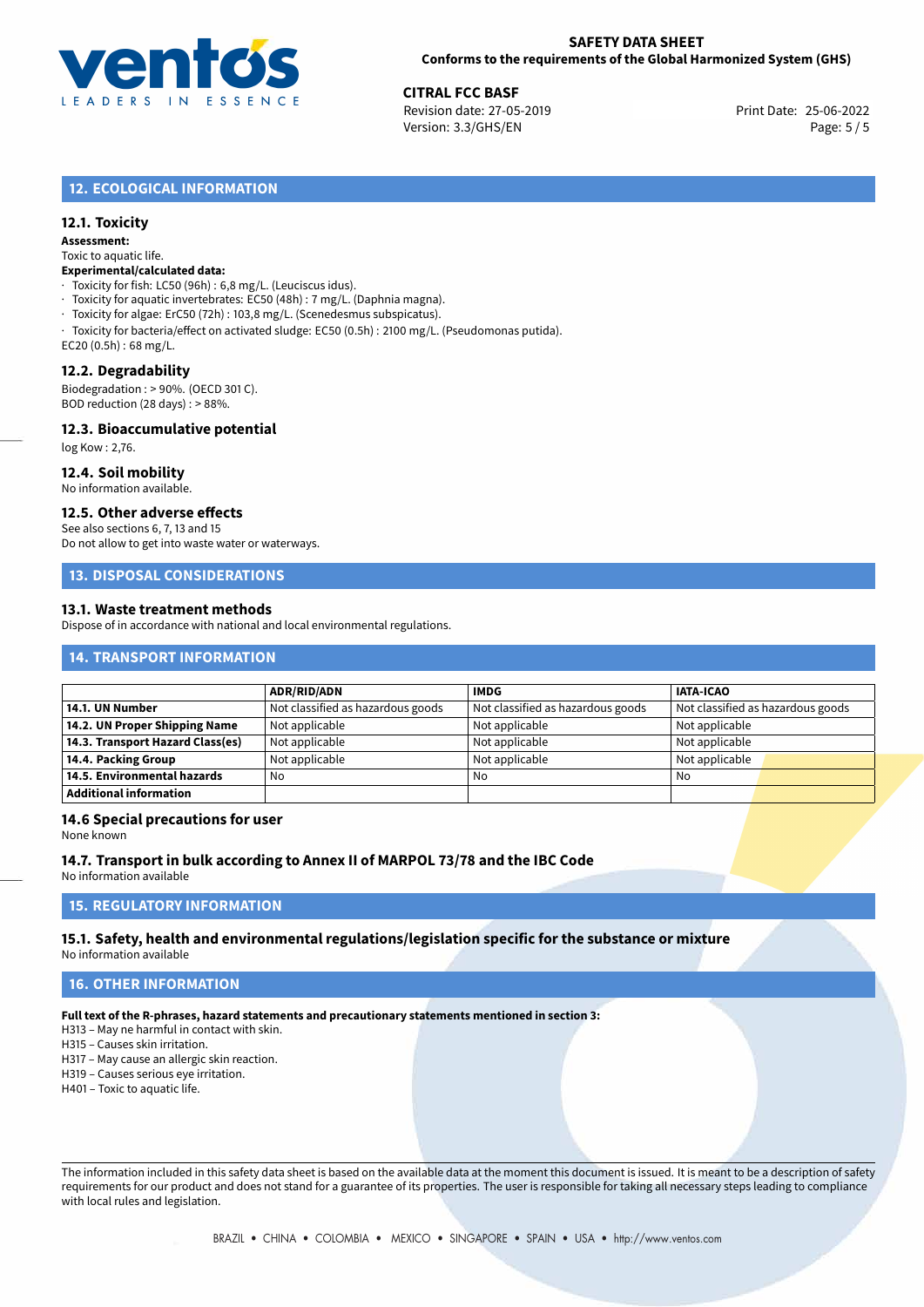## 12. ECOLOGICAL INFORMATION

### 12.1. Toxicity

**Assessment:**
Toxic to aquatic life.
**Experimental/calculated data:**
· Toxicity for fish: LC50 (96h) : 6,8 mg/L. (Leuciscus idus).
· Toxicity for aquatic invertebrates: EC50 (48h) : 7 mg/L. (Daphnia magna).
· Toxicity for algae: ErC50 (72h) : 103,8 mg/L. (Scenedesmus subspicatus).
· Toxicity for bacteria/effect on activated sludge: EC50 (0.5h) : 2100 mg/L. (Pseudomonas putida).
EC20 (0.5h) : 68 mg/L.

### 12.2. Degradability

Biodegradation : > 90%. (OECD 301 C).
BOD reduction (28 days) : > 88%.

### 12.3. Bioaccumulative potential

log Kow : 2,76.

### 12.4. Soil mobility

No information available.

### 12.5. Other adverse effects

See also sections 6, 7, 13 and 15
Do not allow to get into waste water or waterways.

## 13. DISPOSAL CONSIDERATIONS

### 13.1. Waste treatment methods

Dispose of in accordance with national and local environmental regulations.

## 14. TRANSPORT INFORMATION

| | ADR/RID/ADN | IMDG | IATA-ICAO |
|---|---|---|---|
| **14.1. UN Number** | Not classified as hazardous goods | Not classified as hazardous goods | Not classified as hazardous goods |
| **14.2. UN Proper Shipping Name** | Not applicable | Not applicable | Not applicable |
| **14.3. Transport Hazard Class(es)** | Not applicable | Not applicable | Not applicable |
| **14.4. Packing Group** | Not applicable | Not applicable | Not applicable |
| **14.5. Environmental hazards** | No | No | No |
| **Additional information** | | | |

### 14.6 Special precautions for user

None known

### 14.7. Transport in bulk according to Annex II of MARPOL 73/78 and the IBC Code

No information available

## 15. REGULATORY INFORMATION

### 15.1. Safety, health and environmental regulations/legislation specific for the substance or mixture

No information available

## 16. OTHER INFORMATION

**Full text of the R-phrases, hazard statements and precautionary statements mentioned in section 3:**

H313 – May ne harmful in contact with skin.
H315 – Causes skin irritation.
H317 – May cause an allergic skin reaction.
H319 – Causes serious eye irritation.
H401 – Toxic to aquatic life.

The information included in this safety data sheet is based on the available data at the moment this document is issued. It is meant to be a description of safety requirements for our product and does not stand for a guarantee of its properties. The user is responsible for taking all necessary steps leading to compliance with local rules and legislation.